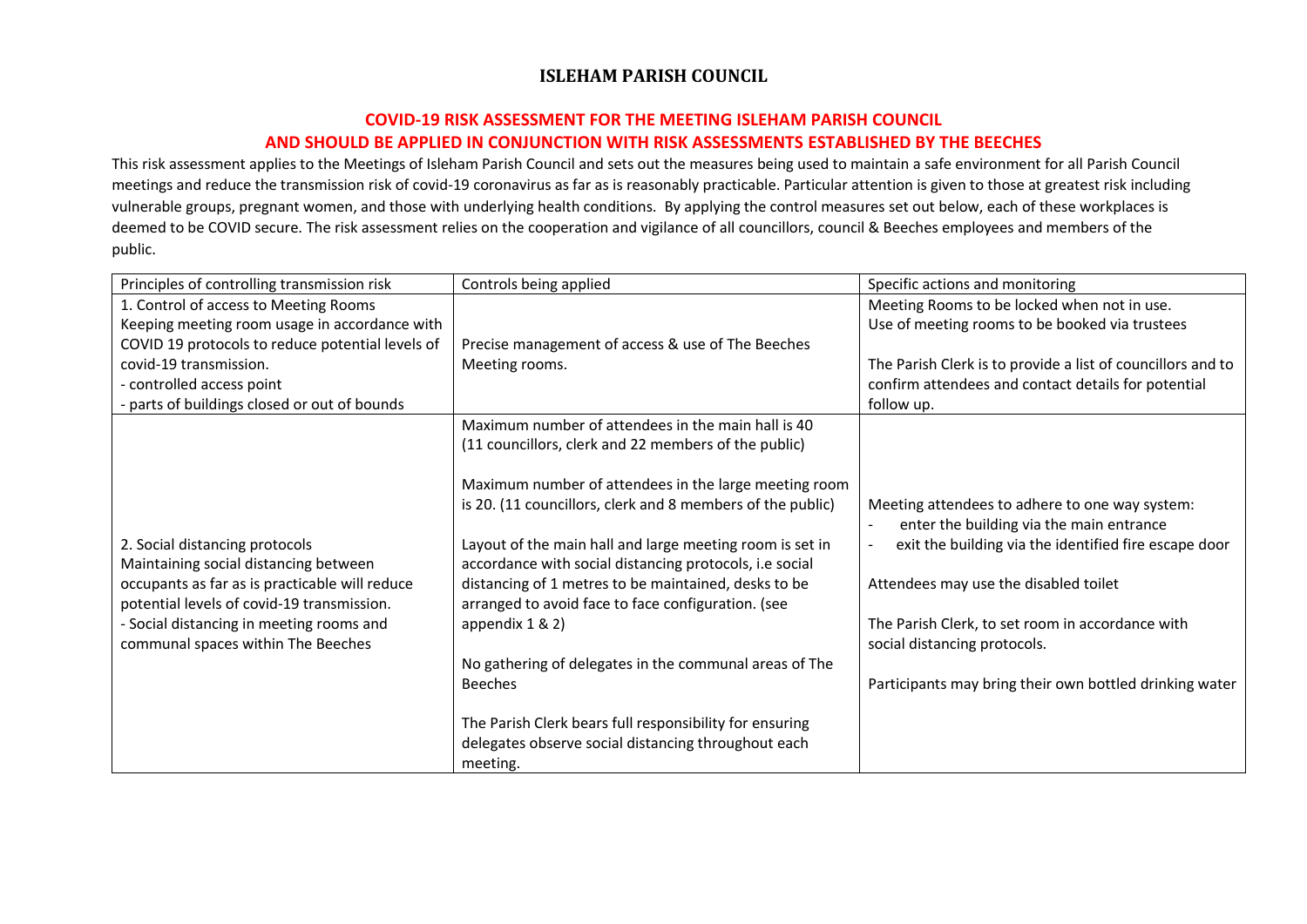# ISLEHAM PARISH COUNCIL

## COVID-19 RISK ASSESSMENT FOR THE MEETING ISLEHAM PARISH COUNCIL AND SHOULD BE APPLIED IN CONJUNCTION WITH RISK ASSESSMENTS ESTABLISHED BY THE BEECHES

This risk assessment applies to the Meetings of Isleham Parish Council and sets out the measures being used to maintain a safe environment for all Parish Council meetings and reduce the transmission risk of covid-19 coronavirus as far as is reasonably practicable. Particular attention is given to those at greatest risk including vulnerable groups, pregnant women, and those with underlying health conditions. By applying the control measures set out below, each of these workplaces is deemed to be COVID secure. The risk assessment relies on the cooperation and vigilance of all councillors, council & Beeches employees and members of the public.

| Principles of controlling transmission risk | Controls being applied | Specific actions and monitoring |
|---|---|---|
| 1. Control of access to Meeting Rooms<br>Keeping meeting room usage in accordance with COVID 19 protocols to reduce potential levels of covid-19 transmission.<br>- controlled access point<br>- parts of buildings closed or out of bounds | Precise management of access & use of The Beeches Meeting rooms. | Meeting Rooms to be locked when not in use.<br>Use of meeting rooms to be booked via trustees<br><br>The Parish Clerk is to provide a list of councillors and to confirm attendees and contact details for potential follow up. |
| 2. Social distancing protocols<br>Maintaining social distancing between occupants as far as is practicable will reduce potential levels of covid-19 transmission.<br>- Social distancing in meeting rooms and communal spaces within The Beeches | Maximum number of attendees in the main hall is 40 (11 councillors, clerk and 22 members of the public)<br><br>Maximum number of attendees in the large meeting room is 20. (11 councillors, clerk and 8 members of the public)<br><br>Layout of the main hall and large meeting room is set in accordance with social distancing protocols, i.e social distancing of 1 metres to be maintained, desks to be arranged to avoid face to face configuration. (see appendix 1 & 2)<br><br>No gathering of delegates in the communal areas of The Beeches<br><br>The Parish Clerk bears full responsibility for ensuring delegates observe social distancing throughout each meeting. | Meeting attendees to adhere to one way system:<br>- enter the building via the main entrance<br>- exit the building via the identified fire escape door<br><br>Attendees may use the disabled toilet<br><br>The Parish Clerk, to set room in accordance with social distancing protocols.<br><br>Participants may bring their own bottled drinking water |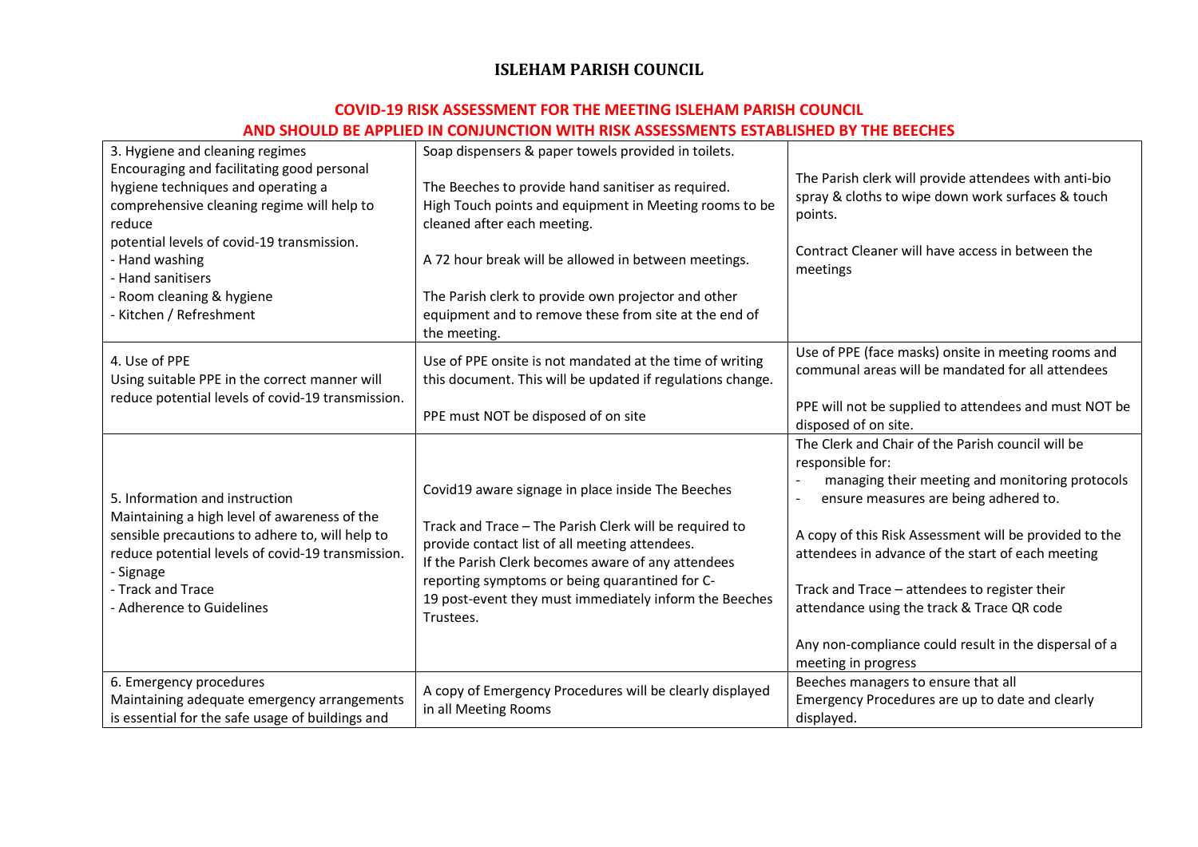# ISLEHAM PARISH COUNCIL

## COVID-19 RISK ASSESSMENT FOR THE MEETING ISLEHAM PARISH COUNCIL AND SHOULD BE APPLIED IN CONJUNCTION WITH RISK ASSESSMENTS ESTABLISHED BY THE BEECHES

| | | |
|---|---|---|
| 3. Hygiene and cleaning regimes<br>Encouraging and facilitating good personal hygiene techniques and operating a comprehensive cleaning regime will help to reduce potential levels of covid-19 transmission.<br>- Hand washing<br>- Hand sanitisers<br>- Room cleaning & hygiene<br>- Kitchen / Refreshment | Soap dispensers & paper towels provided in toilets.<br><br>The Beeches to provide hand sanitiser as required.<br>High Touch points and equipment in Meeting rooms to be cleaned after each meeting.<br><br>A 72 hour break will be allowed in between meetings.<br><br>The Parish clerk to provide own projector and other equipment and to remove these from site at the end of the meeting. | The Parish clerk will provide attendees with anti-bio spray & cloths to wipe down work surfaces & touch points.<br><br>Contract Cleaner will have access in between the meetings |
| 4. Use of PPE<br>Using suitable PPE in the correct manner will reduce potential levels of covid-19 transmission. | Use of PPE onsite is not mandated at the time of writing this document. This will be updated if regulations change.<br><br>PPE must NOT be disposed of on site | Use of PPE (face masks) onsite in meeting rooms and communal areas will be mandated for all attendees<br><br>PPE will not be supplied to attendees and must NOT be disposed of on site. |
| 5. Information and instruction<br>Maintaining a high level of awareness of the sensible precautions to adhere to, will help to reduce potential levels of covid-19 transmission.<br>- Signage<br>- Track and Trace<br>- Adherence to Guidelines | Covid19 aware signage in place inside The Beeches<br><br>Track and Trace – The Parish Clerk will be required to provide contact list of all meeting attendees.<br>If the Parish Clerk becomes aware of any attendees reporting symptoms or being quarantined for C-19 post-event they must immediately inform the Beeches Trustees. | The Clerk and Chair of the Parish council will be responsible for:<br>- managing their meeting and monitoring protocols<br>- ensure measures are being adhered to.<br><br>A copy of this Risk Assessment will be provided to the attendees in advance of the start of each meeting<br><br>Track and Trace – attendees to register their attendance using the track & Trace QR code<br><br>Any non-compliance could result in the dispersal of a meeting in progress |
| 6. Emergency procedures<br>Maintaining adequate emergency arrangements is essential for the safe usage of buildings and | A copy of Emergency Procedures will be clearly displayed in all Meeting Rooms | Beeches managers to ensure that all Emergency Procedures are up to date and clearly displayed. |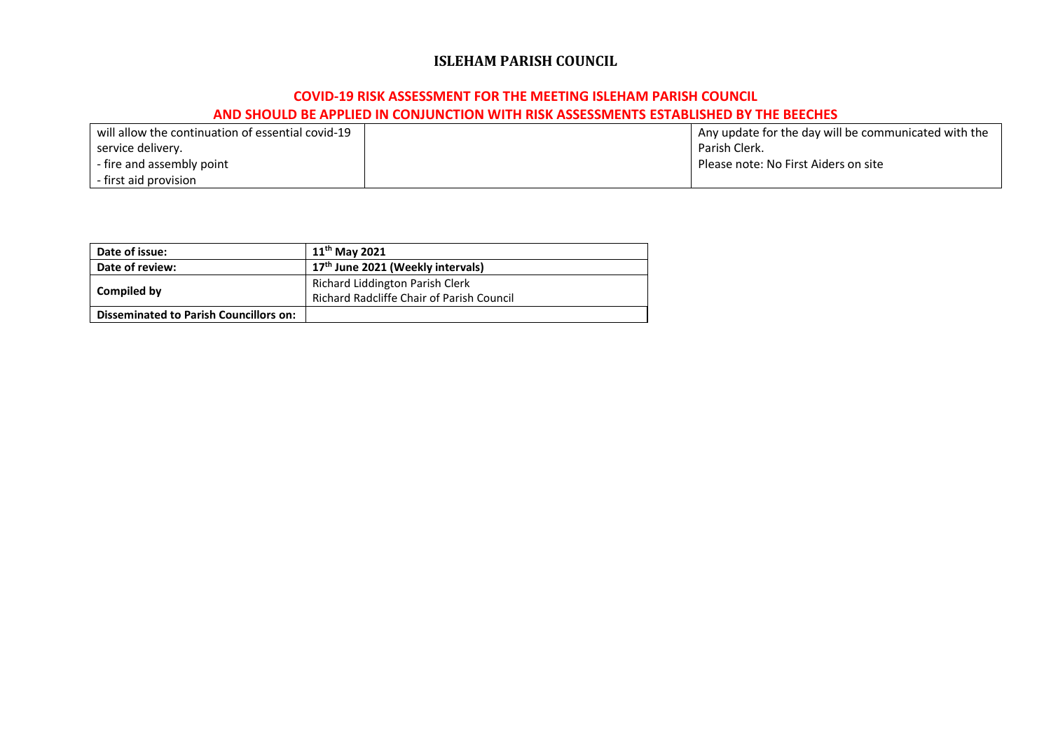# ISLEHAM PARISH COUNCIL

## COVID-19 RISK ASSESSMENT FOR THE MEETING ISLEHAM PARISH COUNCIL
## AND SHOULD BE APPLIED IN CONJUNCTION WITH RISK ASSESSMENTS ESTABLISHED BY THE BEECHES

| | | |
|---|---|---|
| will allow the continuation of essential covid-19 service delivery.<br>- fire and assembly point<br>- first aid provision | | Any update for the day will be communicated with the Parish Clerk.<br>Please note: No First Aiders on site |

| | |
|---|---|
| **Date of issue:** | **11th May 2021** |
| **Date of review:** | **17th June 2021 (Weekly intervals)** |
| **Compiled by** | Richard Liddington Parish Clerk<br>Richard Radcliffe Chair of Parish Council |
| **Disseminated to Parish Councillors on:** | |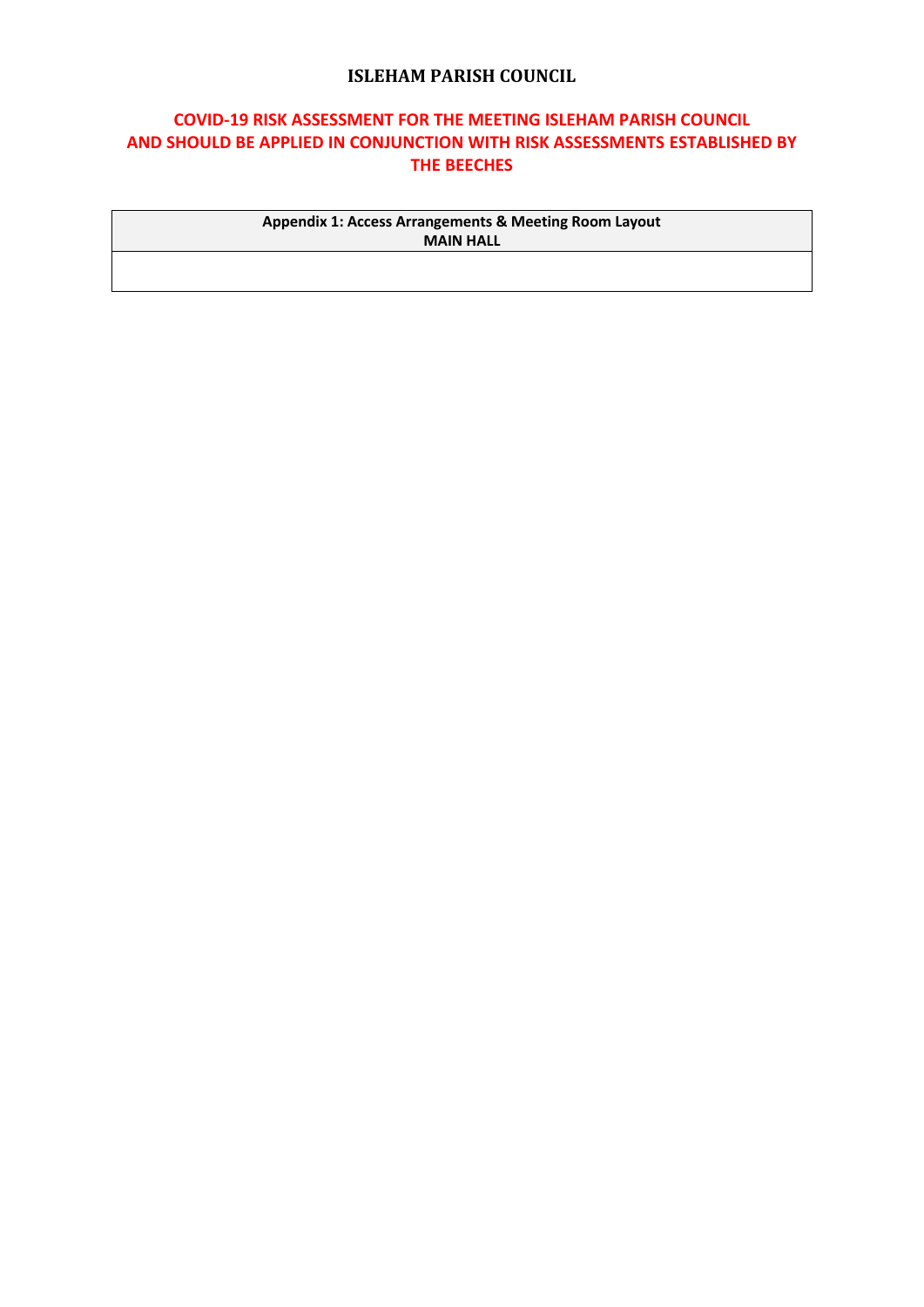# ISLEHAM PARISH COUNCIL

## COVID-19 RISK ASSESSMENT FOR THE MEETING ISLEHAM PARISH COUNCIL AND SHOULD BE APPLIED IN CONJUNCTION WITH RISK ASSESSMENTS ESTABLISHED BY THE BEECHES

| **Appendix 1: Access Arrangements & Meeting Room Layout**<br>**MAIN HALL** |
| --- |
| |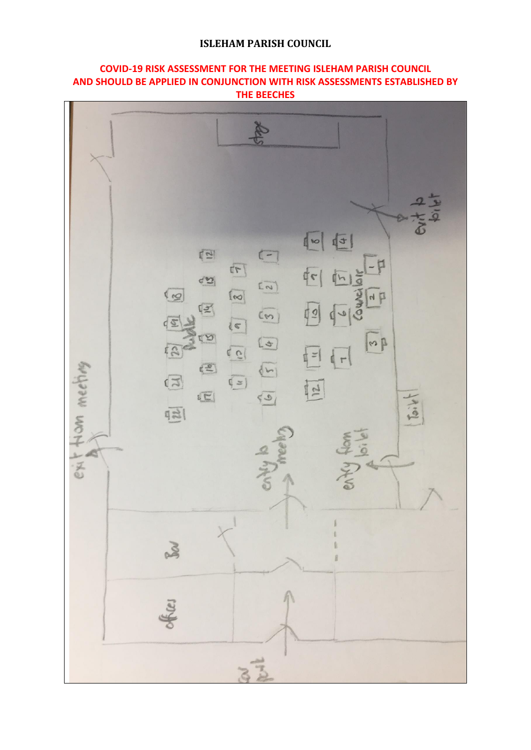**ISLEHAM PARISH COUNCIL**

**COVID-19 RISK ASSESSMENT FOR THE MEETING ISLEHAM PARISH COUNCIL AND SHOULD BE APPLIED IN CONJUNCTION WITH RISK ASSESSMENTS ESTABLISHED BY THE BEECHES**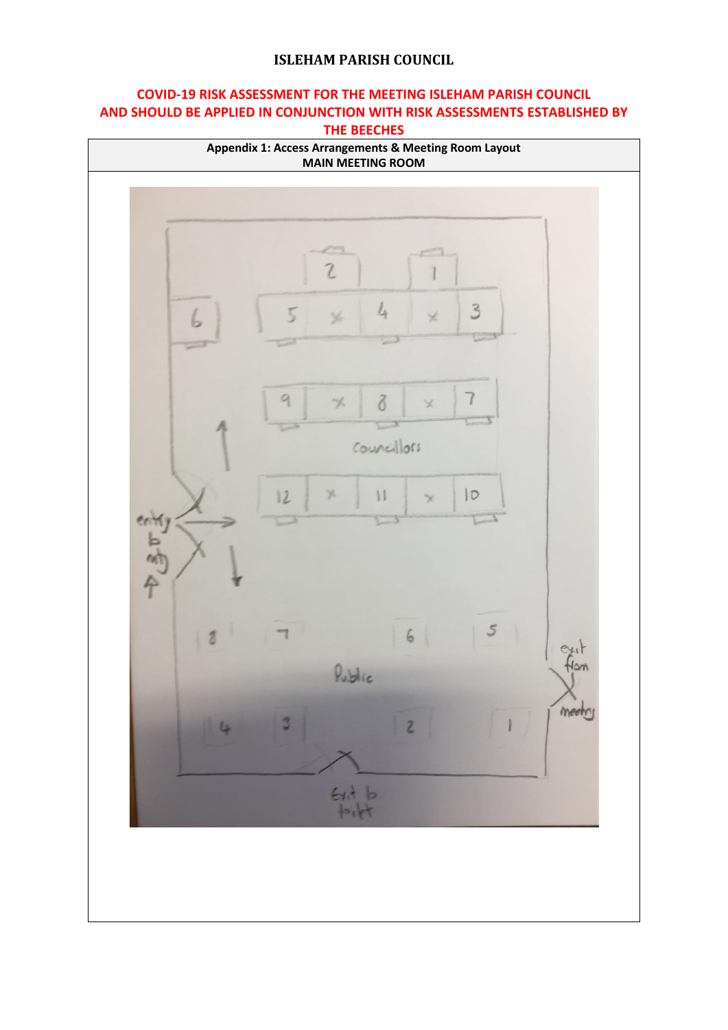**ISLEHAM PARISH COUNCIL**

**COVID-19 RISK ASSESSMENT FOR THE MEETING ISLEHAM PARISH COUNCIL AND SHOULD BE APPLIED IN CONJUNCTION WITH RISK ASSESSMENTS ESTABLISHED BY THE BEECHES**

**Appendix 1: Access Arrangements & Meeting Room Layout**
**MAIN MEETING ROOM**

2
1
6
5
x
4
x
3
9
x
8
x
7
Councillors
12
x
11
x
10
entry & exit
8
7
6
5
Public
4
3
2
1
exit from meeting
Exit to toilet